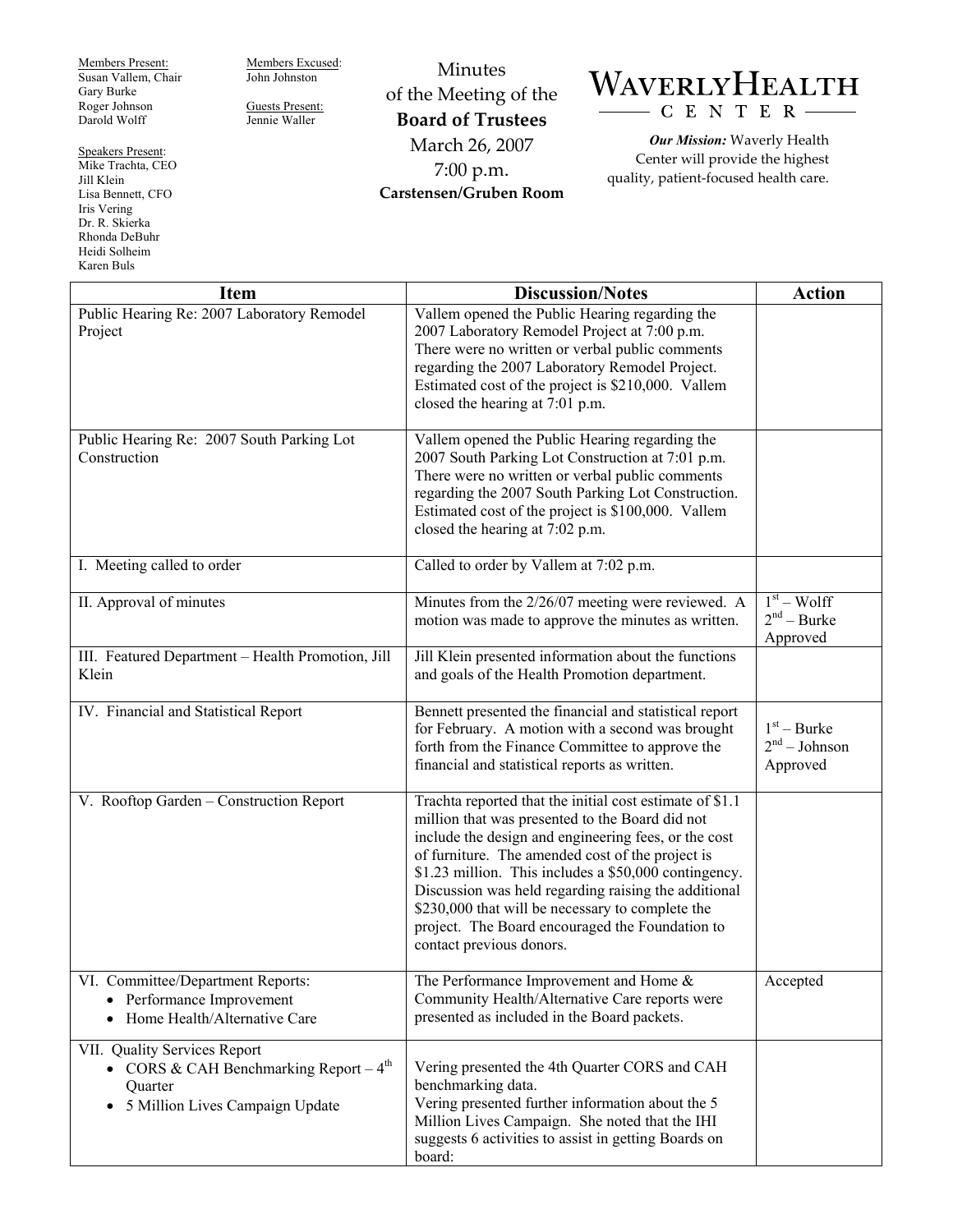Members Present:
Susan Vallem, Chair
Gary Burke
Roger Johnson
Darold Wolff

Members Excused:
John Johnston

Guests Present:
Jennie Waller

Speakers Present:
Mike Trachta, CEO
Jill Klein
Lisa Bennett, CFO
Iris Vering
Dr. R. Skierka
Rhonda DeBuhr
Heidi Solheim
Karen Buls

# Minutes of the Meeting of the **Board of Trustees**

March 26, 2007
7:00 p.m.
**Carstensen/Gruben Room**

**WAVERLY HEALTH CENTER**

***Our Mission:*** Waverly Health Center will provide the highest quality, patient-focused health care.

| Item | Discussion/Notes | Action |
|---|---|---|
| Public Hearing Re: 2007 Laboratory Remodel Project | Vallem opened the Public Hearing regarding the 2007 Laboratory Remodel Project at 7:00 p.m. There were no written or verbal public comments regarding the 2007 Laboratory Remodel Project. Estimated cost of the project is $210,000. Vallem closed the hearing at 7:01 p.m. | |
| Public Hearing Re: 2007 South Parking Lot Construction | Vallem opened the Public Hearing regarding the 2007 South Parking Lot Construction at 7:01 p.m. There were no written or verbal public comments regarding the 2007 South Parking Lot Construction. Estimated cost of the project is $100,000. Vallem closed the hearing at 7:02 p.m. | |
| I. Meeting called to order | Called to order by Vallem at 7:02 p.m. | |
| II. Approval of minutes | Minutes from the 2/26/07 meeting were reviewed. A motion was made to approve the minutes as written. | 1st – Wolff<br>2nd – Burke<br>Approved |
| III. Featured Department – Health Promotion, Jill Klein | Jill Klein presented information about the functions and goals of the Health Promotion department. | |
| IV. Financial and Statistical Report | Bennett presented the financial and statistical report for February. A motion with a second was brought forth from the Finance Committee to approve the financial and statistical reports as written. | 1st – Burke<br>2nd – Johnson<br>Approved |
| V. Rooftop Garden – Construction Report | Trachta reported that the initial cost estimate of $1.1 million that was presented to the Board did not include the design and engineering fees, or the cost of furniture. The amended cost of the project is $1.23 million. This includes a $50,000 contingency. Discussion was held regarding raising the additional $230,000 that will be necessary to complete the project. The Board encouraged the Foundation to contact previous donors. | |
| VI. Committee/Department Reports:<br>• Performance Improvement<br>• Home Health/Alternative Care | The Performance Improvement and Home & Community Health/Alternative Care reports were presented as included in the Board packets. | Accepted |
| VII. Quality Services Report<br>• CORS & CAH Benchmarking Report – 4th Quarter<br>• 5 Million Lives Campaign Update | Vering presented the 4th Quarter CORS and CAH benchmarking data.<br>Vering presented further information about the 5 Million Lives Campaign. She noted that the IHI suggests 6 activities to assist in getting Boards on board: | |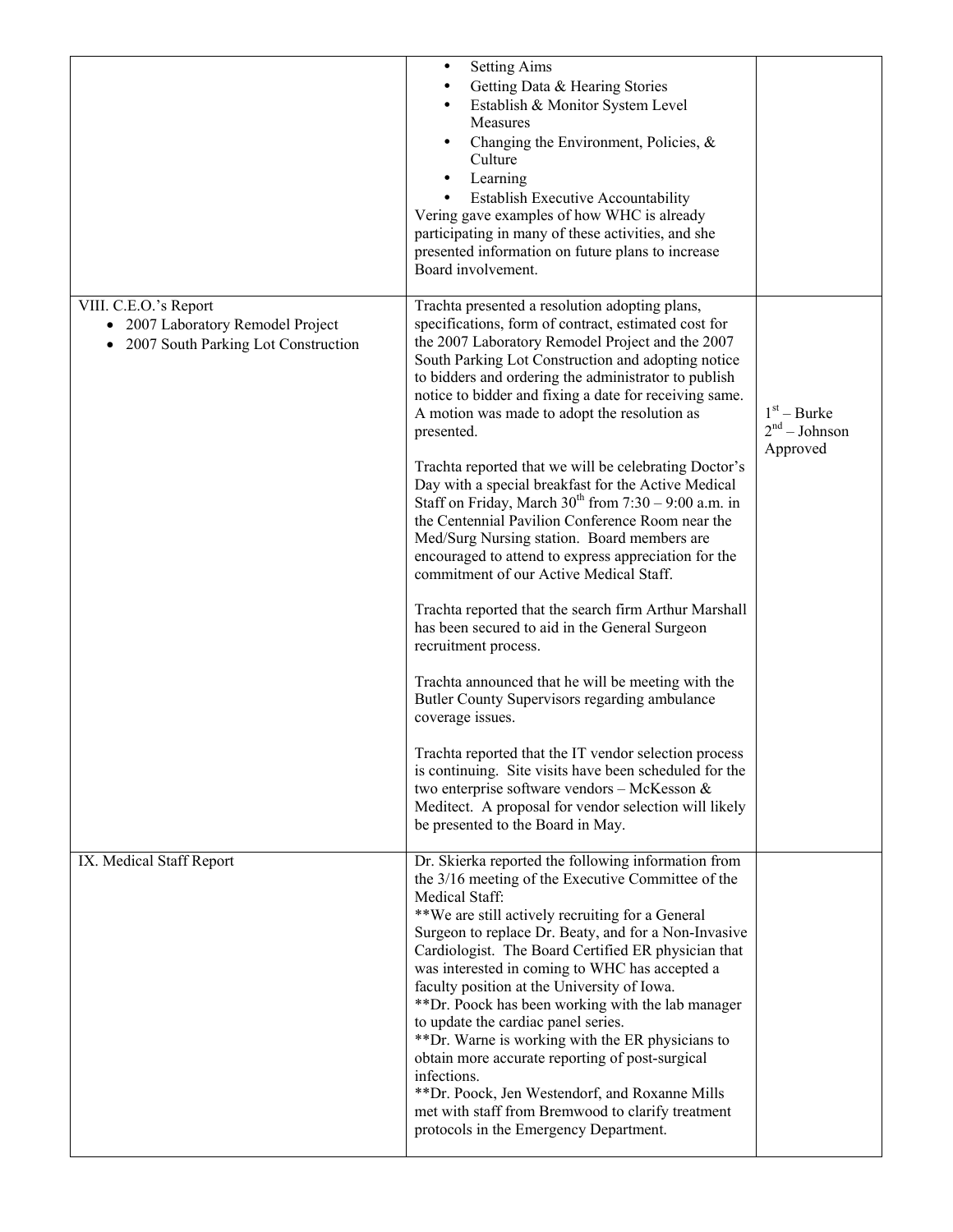| | | |
|---|---|---|
| | • Setting Aims<br>• Getting Data & Hearing Stories<br>• Establish & Monitor System Level Measures<br>• Changing the Environment, Policies, & Culture<br>• Learning<br>• Establish Executive Accountability<br>Vering gave examples of how WHC is already participating in many of these activities, and she presented information on future plans to increase Board involvement. | |
| VIII. C.E.O.'s Report<br>• 2007 Laboratory Remodel Project<br>• 2007 South Parking Lot Construction | Trachta presented a resolution adopting plans, specifications, form of contract, estimated cost for the 2007 Laboratory Remodel Project and the 2007 South Parking Lot Construction and adopting notice to bidders and ordering the administrator to publish notice to bidder and fixing a date for receiving same. A motion was made to adopt the resolution as presented.<br><br>Trachta reported that we will be celebrating Doctor's Day with a special breakfast for the Active Medical Staff on Friday, March 30th from 7:30 – 9:00 a.m. in the Centennial Pavilion Conference Room near the Med/Surg Nursing station. Board members are encouraged to attend to express appreciation for the commitment of our Active Medical Staff.<br><br>Trachta reported that the search firm Arthur Marshall has been secured to aid in the General Surgeon recruitment process.<br><br>Trachta announced that he will be meeting with the Butler County Supervisors regarding ambulance coverage issues.<br><br>Trachta reported that the IT vendor selection process is continuing. Site visits have been scheduled for the two enterprise software vendors – McKesson & Meditect. A proposal for vendor selection will likely be presented to the Board in May. | 1st – Burke<br>2nd – Johnson<br>Approved |
| IX. Medical Staff Report | Dr. Skierka reported the following information from the 3/16 meeting of the Executive Committee of the Medical Staff:<br>**We are still actively recruiting for a General Surgeon to replace Dr. Beaty, and for a Non-Invasive Cardiologist. The Board Certified ER physician that was interested in coming to WHC has accepted a faculty position at the University of Iowa.<br>**Dr. Poock has been working with the lab manager to update the cardiac panel series.<br>**Dr. Warne is working with the ER physicians to obtain more accurate reporting of post-surgical infections.<br>**Dr. Poock, Jen Westendorf, and Roxanne Mills met with staff from Bremwood to clarify treatment protocols in the Emergency Department. | |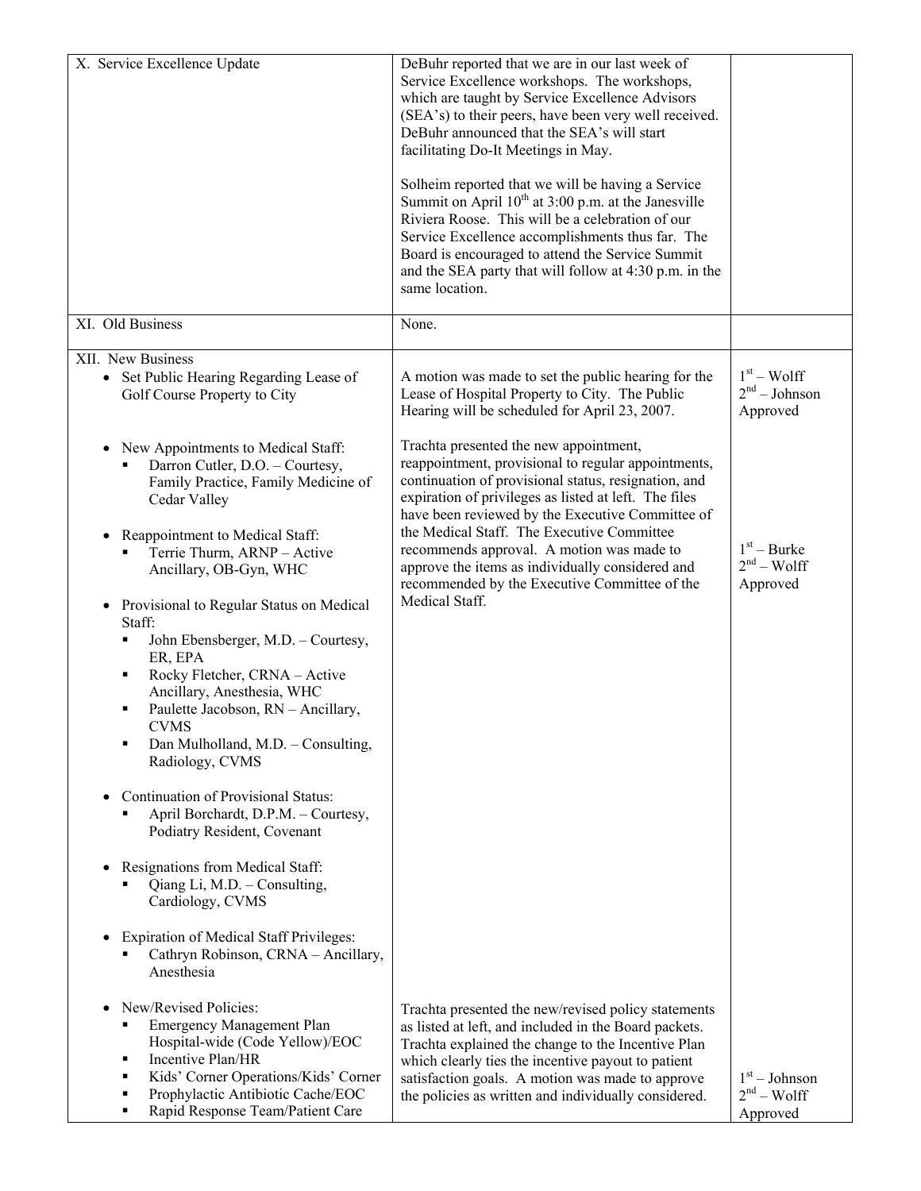| | | |
|---|---|---|
| X. Service Excellence Update | DeBuhr reported that we are in our last week of Service Excellence workshops. The workshops, which are taught by Service Excellence Advisors (SEA's) to their peers, have been very well received. DeBuhr announced that the SEA's will start facilitating Do-It Meetings in May.<br><br>Solheim reported that we will be having a Service Summit on April 10th at 3:00 p.m. at the Janesville Riviera Roose. This will be a celebration of our Service Excellence accomplishments thus far. The Board is encouraged to attend the Service Summit and the SEA party that will follow at 4:30 p.m. in the same location. | |
| XI. Old Business | None. | |
| XII. New Business<br>• Set Public Hearing Regarding Lease of Golf Course Property to City | A motion was made to set the public hearing for the Lease of Hospital Property to City. The Public Hearing will be scheduled for April 23, 2007. | 1st – Wolff<br>2nd – Johnson<br>Approved |
| • New Appointments to Medical Staff:<br>▪ Darron Cutler, D.O. – Courtesy, Family Practice, Family Medicine of Cedar Valley<br><br>• Reappointment to Medical Staff:<br>▪ Terrie Thurm, ARNP – Active Ancillary, OB-Gyn, WHC<br><br>• Provisional to Regular Status on Medical Staff:<br>▪ John Ebensberger, M.D. – Courtesy, ER, EPA<br>▪ Rocky Fletcher, CRNA – Active Ancillary, Anesthesia, WHC<br>▪ Paulette Jacobson, RN – Ancillary, CVMS<br>▪ Dan Mulholland, M.D. – Consulting, Radiology, CVMS<br><br>• Continuation of Provisional Status:<br>▪ April Borchardt, D.P.M. – Courtesy, Podiatry Resident, Covenant<br><br>• Resignations from Medical Staff:<br>▪ Qiang Li, M.D. – Consulting, Cardiology, CVMS<br><br>• Expiration of Medical Staff Privileges:<br>▪ Cathryn Robinson, CRNA – Ancillary, Anesthesia | Trachta presented the new appointment, reappointment, provisional to regular appointments, continuation of provisional status, resignation, and expiration of privileges as listed at left. The files have been reviewed by the Executive Committee of the Medical Staff. The Executive Committee recommends approval. A motion was made to approve the items as individually considered and recommended by the Executive Committee of the Medical Staff. | 1st – Burke<br>2nd – Wolff<br>Approved |
| • New/Revised Policies:<br>▪ Emergency Management Plan Hospital-wide (Code Yellow)/EOC<br>▪ Incentive Plan/HR<br>▪ Kids' Corner Operations/Kids' Corner<br>▪ Prophylactic Antibiotic Cache/EOC<br>▪ Rapid Response Team/Patient Care | Trachta presented the new/revised policy statements as listed at left, and included in the Board packets. Trachta explained the change to the Incentive Plan which clearly ties the incentive payout to patient satisfaction goals. A motion was made to approve the policies as written and individually considered. | 1st – Johnson<br>2nd – Wolff<br>Approved |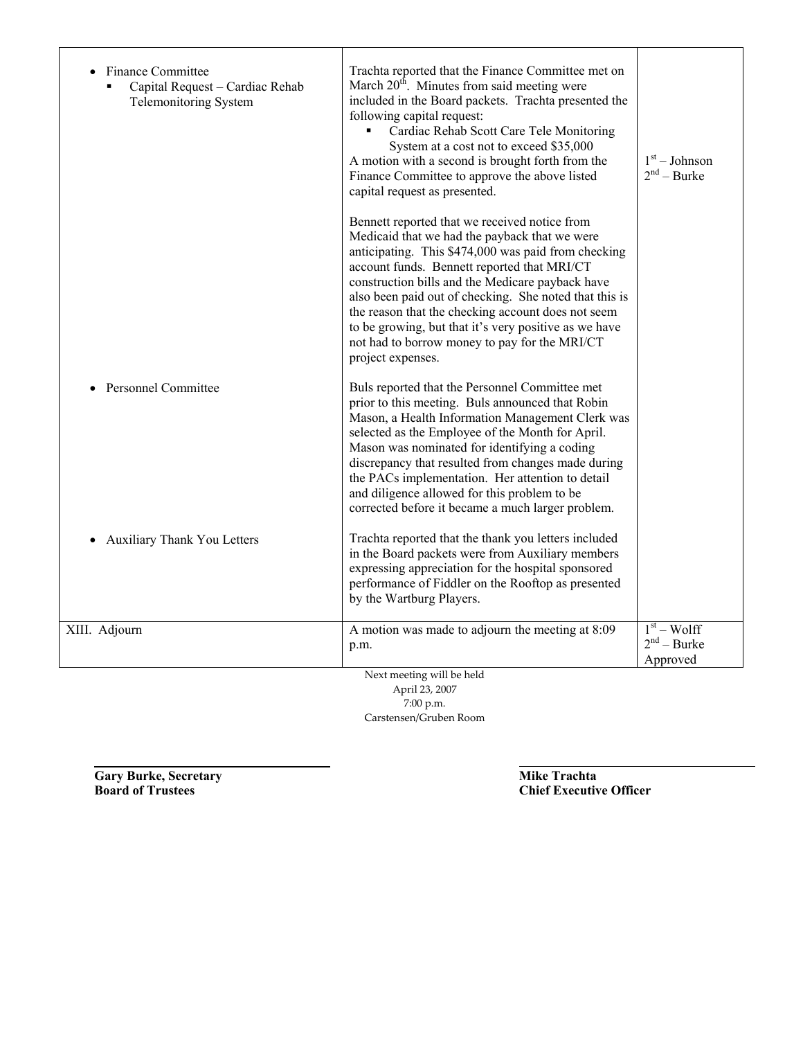| | | |
|---|---|---|
| • Finance Committee<br>▪ Capital Request – Cardiac Rehab Telemonitoring System | Trachta reported that the Finance Committee met on March 20th. Minutes from said meeting were included in the Board packets. Trachta presented the following capital request:<br>▪ Cardiac Rehab Scott Care Tele Monitoring System at a cost not to exceed $35,000<br>A motion with a second is brought forth from the Finance Committee to approve the above listed capital request as presented.<br><br>Bennett reported that we received notice from Medicaid that we had the payback that we were anticipating. This $474,000 was paid from checking account funds. Bennett reported that MRI/CT construction bills and the Medicare payback have also been paid out of checking. She noted that this is the reason that the checking account does not seem to be growing, but that it's very positive as we have not had to borrow money to pay for the MRI/CT project expenses. | 1st – Johnson<br>2nd – Burke |
| • Personnel Committee | Buls reported that the Personnel Committee met prior to this meeting. Buls announced that Robin Mason, a Health Information Management Clerk was selected as the Employee of the Month for April. Mason was nominated for identifying a coding discrepancy that resulted from changes made during the PACs implementation. Her attention to detail and diligence allowed for this problem to be corrected before it became a much larger problem. | |
| • Auxiliary Thank You Letters | Trachta reported that the thank you letters included in the Board packets were from Auxiliary members expressing appreciation for the hospital sponsored performance of Fiddler on the Rooftop as presented by the Wartburg Players. | |
| XIII. Adjourn | A motion was made to adjourn the meeting at 8:09 p.m. | 1st – Wolff<br>2nd – Burke<br>Approved |

Next meeting will be held
April 23, 2007
7:00 p.m.
Carstensen/Gruben Room

**Gary Burke, Secretary**
**Board of Trustees**

**Mike Trachta**
**Chief Executive Officer**